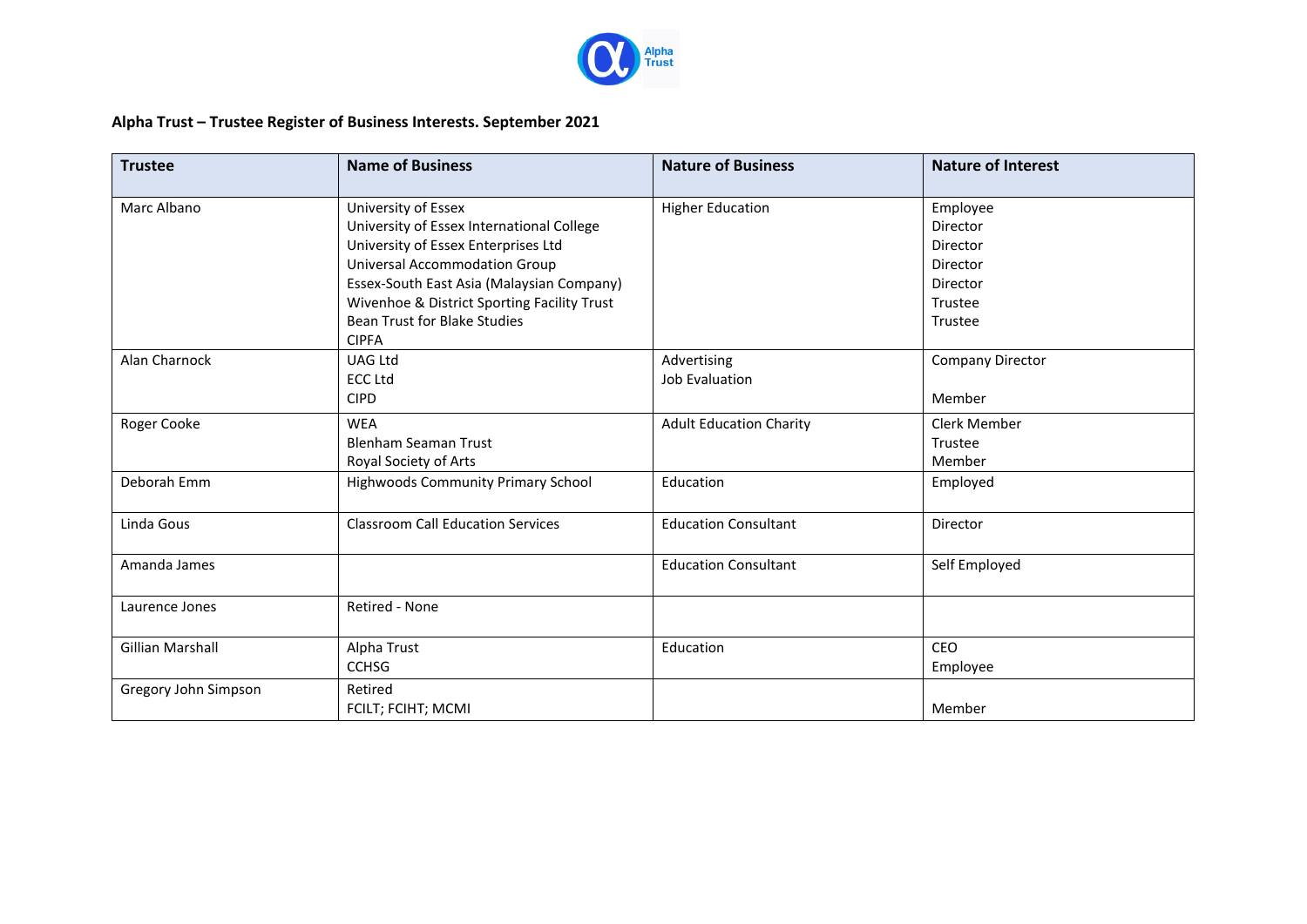**Alpha Trust – Trustee Register of Business Interests. September 2021**

| Trustee | Name of Business | Nature of Business | Nature of Interest |
|---|---|---|---|
| Marc Albano | University of Essex<br>University of Essex International College<br>University of Essex Enterprises Ltd<br>Universal Accommodation Group<br>Essex-South East Asia (Malaysian Company)<br>Wivenhoe & District Sporting Facility Trust<br>Bean Trust for Blake Studies<br>CIPFA | Higher Education | Employee<br>Director<br>Director<br>Director<br>Director<br>Trustee<br>Trustee |
| Alan Charnock | UAG Ltd<br>ECC Ltd<br>CIPD | Advertising<br>Job Evaluation | Company Director<br><br>Member |
| Roger Cooke | WEA<br>Blenham Seaman Trust<br>Royal Society of Arts | Adult Education Charity | Clerk Member<br>Trustee<br>Member |
| Deborah Emm | Highwoods Community Primary School | Education | Employed |
| Linda Gous | Classroom Call Education Services | Education Consultant | Director |
| Amanda James | | Education Consultant | Self Employed |
| Laurence Jones | Retired - None | | |
| Gillian Marshall | Alpha Trust<br>CCHSG | Education | CEO<br>Employee |
| Gregory John Simpson | Retired<br>FCILT; FCIHT; MCMI | | <br>Member |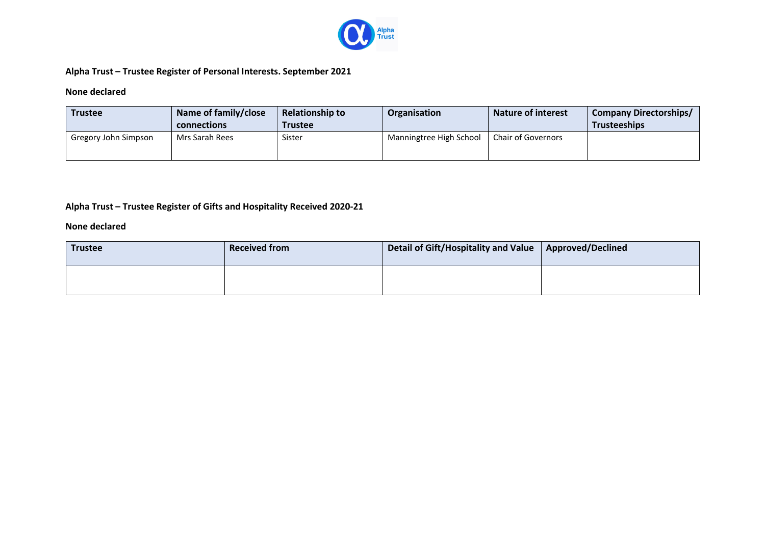**Alpha Trust – Trustee Register of Personal Interests. September 2021**

**None declared**

| Trustee | Name of family/close connections | Relationship to Trustee | Organisation | Nature of interest | Company Directorships/ Trusteeships |
|---|---|---|---|---|---|
| Gregory John Simpson | Mrs Sarah Rees | Sister | Manningtree High School | Chair of Governors | |

**Alpha Trust – Trustee Register of Gifts and Hospitality Received 2020-21**

**None declared**

| Trustee | Received from | Detail of Gift/Hospitality and Value | Approved/Declined |
|---|---|---|---|
| | | | |